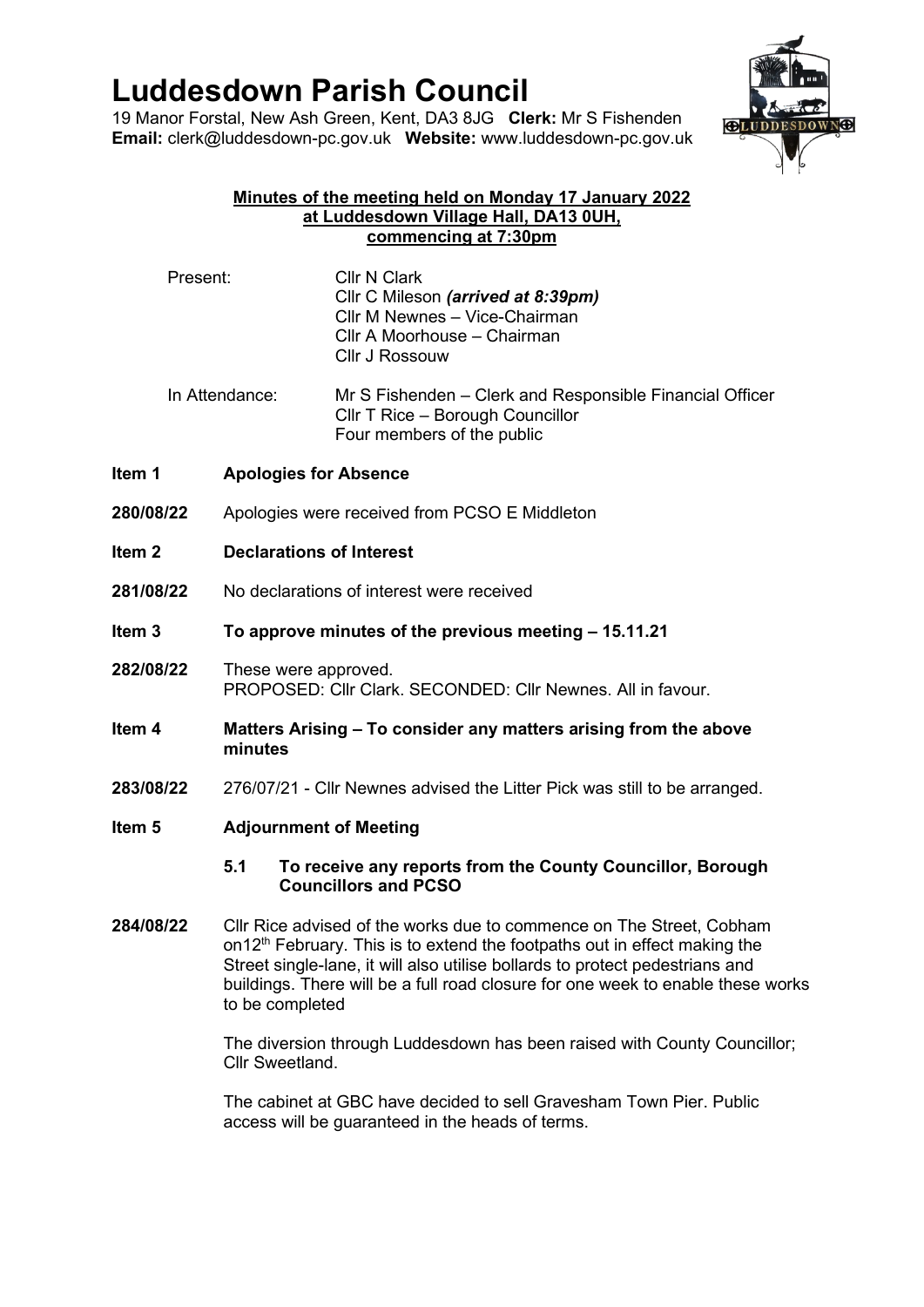# Luddesdown Parish Council

19 Manor Forstal, New Ash Green, Kent, DA3 8JG **Clerk:** Mr S Fishenden
**Email:** clerk@luddesdown-pc.gov.uk **Website:** www.luddesdown-pc.gov.uk

**Minutes of the meeting held on Monday 17 January 2022**
**at Luddesdown Village Hall, DA13 0UH,**
**commencing at 7:30pm**

Present:
- Cllr N Clark
- Cllr C Mileson ***(arrived at 8:39pm)***
- Cllr M Newnes – Vice-Chairman
- Cllr A Moorhouse – Chairman
- Cllr J Rossouw

In Attendance:
- Mr S Fishenden – Clerk and Responsible Financial Officer
- Cllr T Rice – Borough Councillor
- Four members of the public

**Item 1 Apologies for Absence**

**280/08/22** Apologies were received from PCSO E Middleton

**Item 2 Declarations of Interest**

**281/08/22** No declarations of interest were received

**Item 3 To approve minutes of the previous meeting – 15.11.21**

**282/08/22** These were approved.
PROPOSED: Cllr Clark. SECONDED: Cllr Newnes. All in favour.

**Item 4 Matters Arising – To consider any matters arising from the above minutes**

**283/08/22** 276/07/21 - Cllr Newnes advised the Litter Pick was still to be arranged.

**Item 5 Adjournment of Meeting**

**5.1 To receive any reports from the County Councillor, Borough Councillors and PCSO**

**284/08/22** Cllr Rice advised of the works due to commence on The Street, Cobham on12th February. This is to extend the footpaths out in effect making the Street single-lane, it will also utilise bollards to protect pedestrians and buildings. There will be a full road closure for one week to enable these works to be completed

The diversion through Luddesdown has been raised with County Councillor; Cllr Sweetland.

The cabinet at GBC have decided to sell Gravesham Town Pier. Public access will be guaranteed in the heads of terms.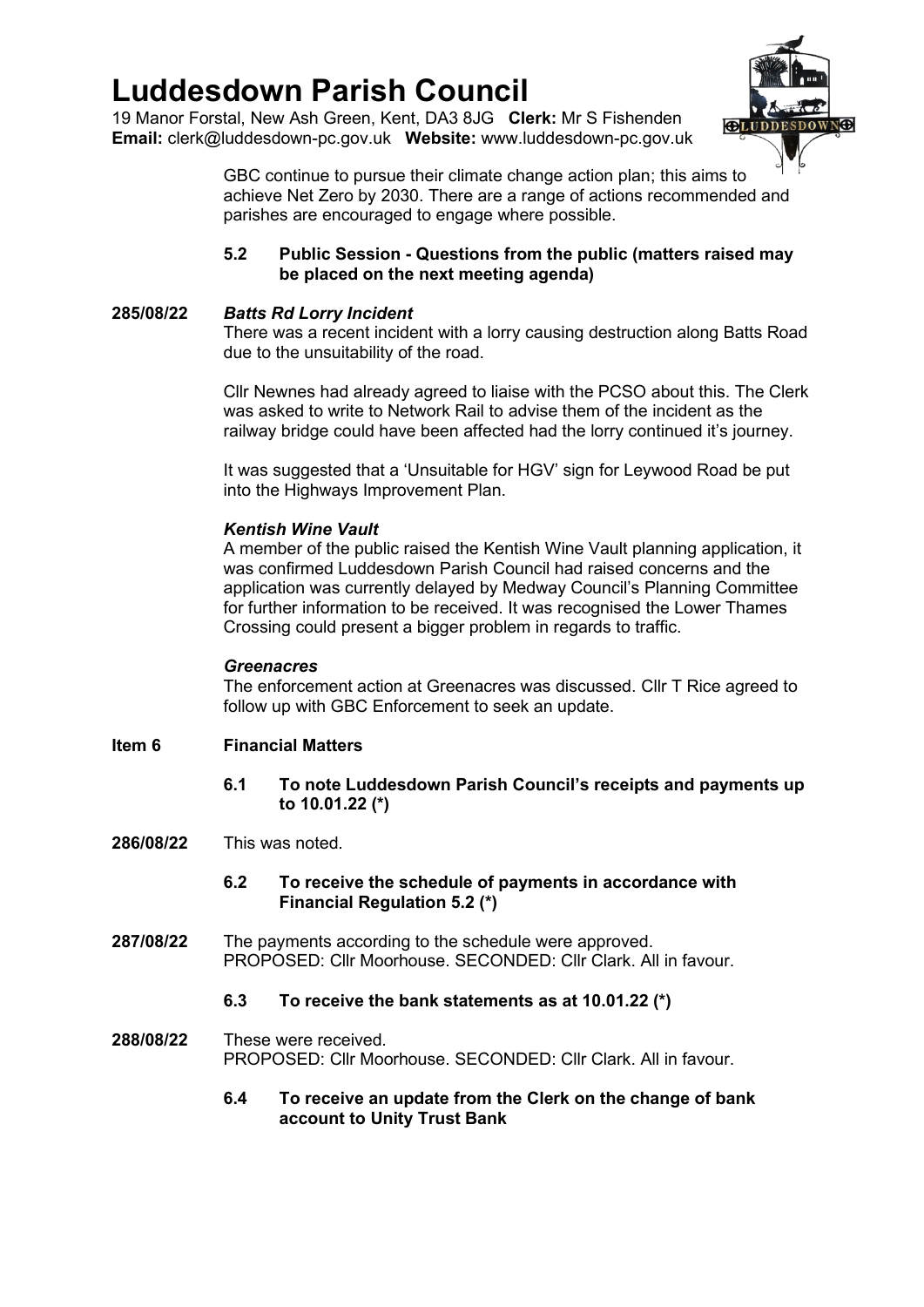# Luddesdown Parish Council

19 Manor Forstal, New Ash Green, Kent, DA3 8JG **Clerk:** Mr S Fishenden
**Email:** clerk@luddesdown-pc.gov.uk **Website:** www.luddesdown-pc.gov.uk

GBC continue to pursue their climate change action plan; this aims to achieve Net Zero by 2030. There are a range of actions recommended and parishes are encouraged to engage where possible.

**5.2 Public Session - Questions from the public (matters raised may be placed on the next meeting agenda)**

**285/08/22** ***Batts Rd Lorry Incident***

There was a recent incident with a lorry causing destruction along Batts Road due to the unsuitability of the road.

Cllr Newnes had already agreed to liaise with the PCSO about this. The Clerk was asked to write to Network Rail to advise them of the incident as the railway bridge could have been affected had the lorry continued it's journey.

It was suggested that a 'Unsuitable for HGV' sign for Leywood Road be put into the Highways Improvement Plan.

***Kentish Wine Vault***

A member of the public raised the Kentish Wine Vault planning application, it was confirmed Luddesdown Parish Council had raised concerns and the application was currently delayed by Medway Council's Planning Committee for further information to be received. It was recognised the Lower Thames Crossing could present a bigger problem in regards to traffic.

***Greenacres***

The enforcement action at Greenacres was discussed. Cllr T Rice agreed to follow up with GBC Enforcement to seek an update.

## Item 6 Financial Matters

**6.1 To note Luddesdown Parish Council's receipts and payments up to 10.01.22 (*)**

**286/08/22** This was noted.

**6.2 To receive the schedule of payments in accordance with Financial Regulation 5.2 (*)**

**287/08/22** The payments according to the schedule were approved.
PROPOSED: Cllr Moorhouse. SECONDED: Cllr Clark. All in favour.

**6.3 To receive the bank statements as at 10.01.22 (*)**

**288/08/22** These were received.
PROPOSED: Cllr Moorhouse. SECONDED: Cllr Clark. All in favour.

**6.4 To receive an update from the Clerk on the change of bank account to Unity Trust Bank**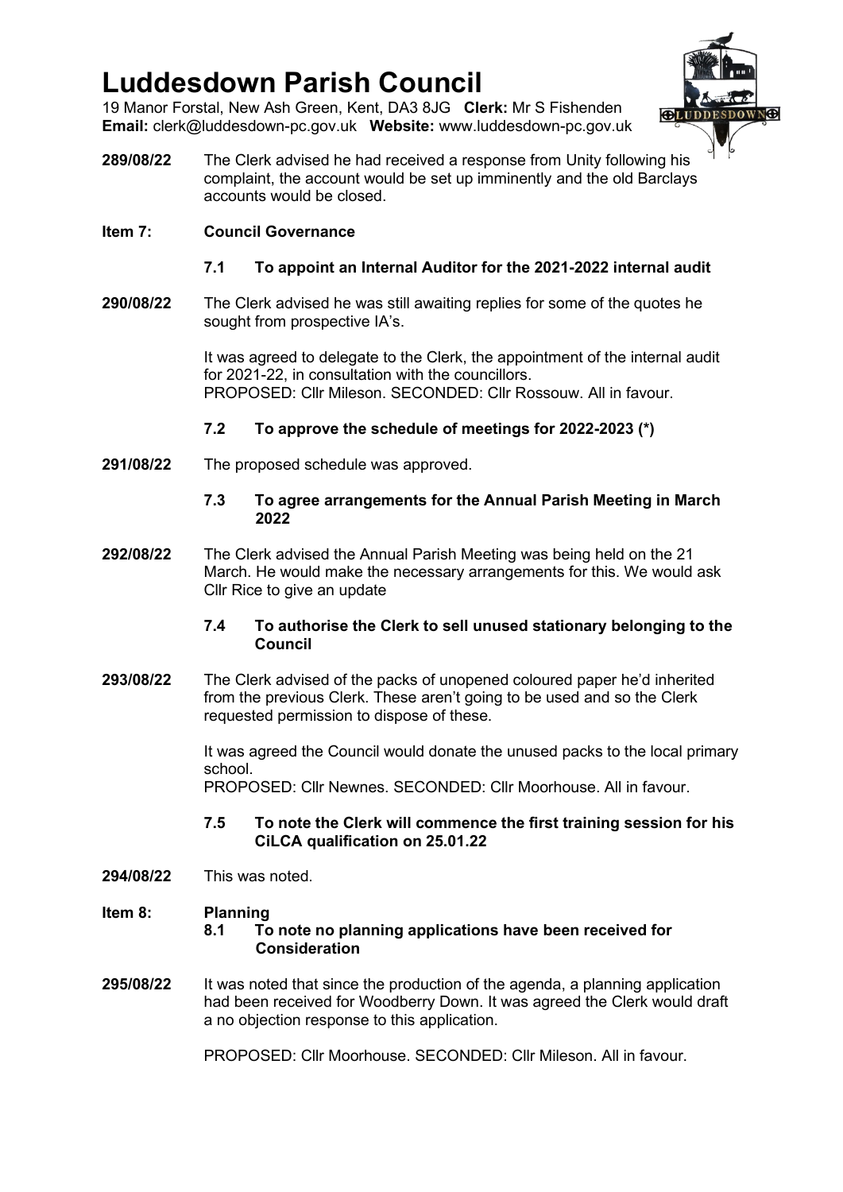# Luddesdown Parish Council

19 Manor Forstal, New Ash Green, Kent, DA3 8JG **Clerk:** Mr S Fishenden
**Email:** clerk@luddesdown-pc.gov.uk **Website:** www.luddesdown-pc.gov.uk

**289/08/22** The Clerk advised he had received a response from Unity following his complaint, the account would be set up imminently and the old Barclays accounts would be closed.

**Item 7: Council Governance**

**7.1 To appoint an Internal Auditor for the 2021-2022 internal audit**

**290/08/22** The Clerk advised he was still awaiting replies for some of the quotes he sought from prospective IA's.

It was agreed to delegate to the Clerk, the appointment of the internal audit for 2021-22, in consultation with the councillors.
PROPOSED: Cllr Mileson. SECONDED: Cllr Rossouw. All in favour.

**7.2 To approve the schedule of meetings for 2022-2023 (*)**

**291/08/22** The proposed schedule was approved.

**7.3 To agree arrangements for the Annual Parish Meeting in March 2022**

**292/08/22** The Clerk advised the Annual Parish Meeting was being held on the 21 March. He would make the necessary arrangements for this. We would ask Cllr Rice to give an update

**7.4 To authorise the Clerk to sell unused stationary belonging to the Council**

**293/08/22** The Clerk advised of the packs of unopened coloured paper he'd inherited from the previous Clerk. These aren't going to be used and so the Clerk requested permission to dispose of these.

It was agreed the Council would donate the unused packs to the local primary school.
PROPOSED: Cllr Newnes. SECONDED: Cllr Moorhouse. All in favour.

**7.5 To note the Clerk will commence the first training session for his CiLCA qualification on 25.01.22**

**294/08/22** This was noted.

**Item 8: Planning**

**8.1 To note no planning applications have been received for Consideration**

**295/08/22** It was noted that since the production of the agenda, a planning application had been received for Woodberry Down. It was agreed the Clerk would draft a no objection response to this application.

PROPOSED: Cllr Moorhouse. SECONDED: Cllr Mileson. All in favour.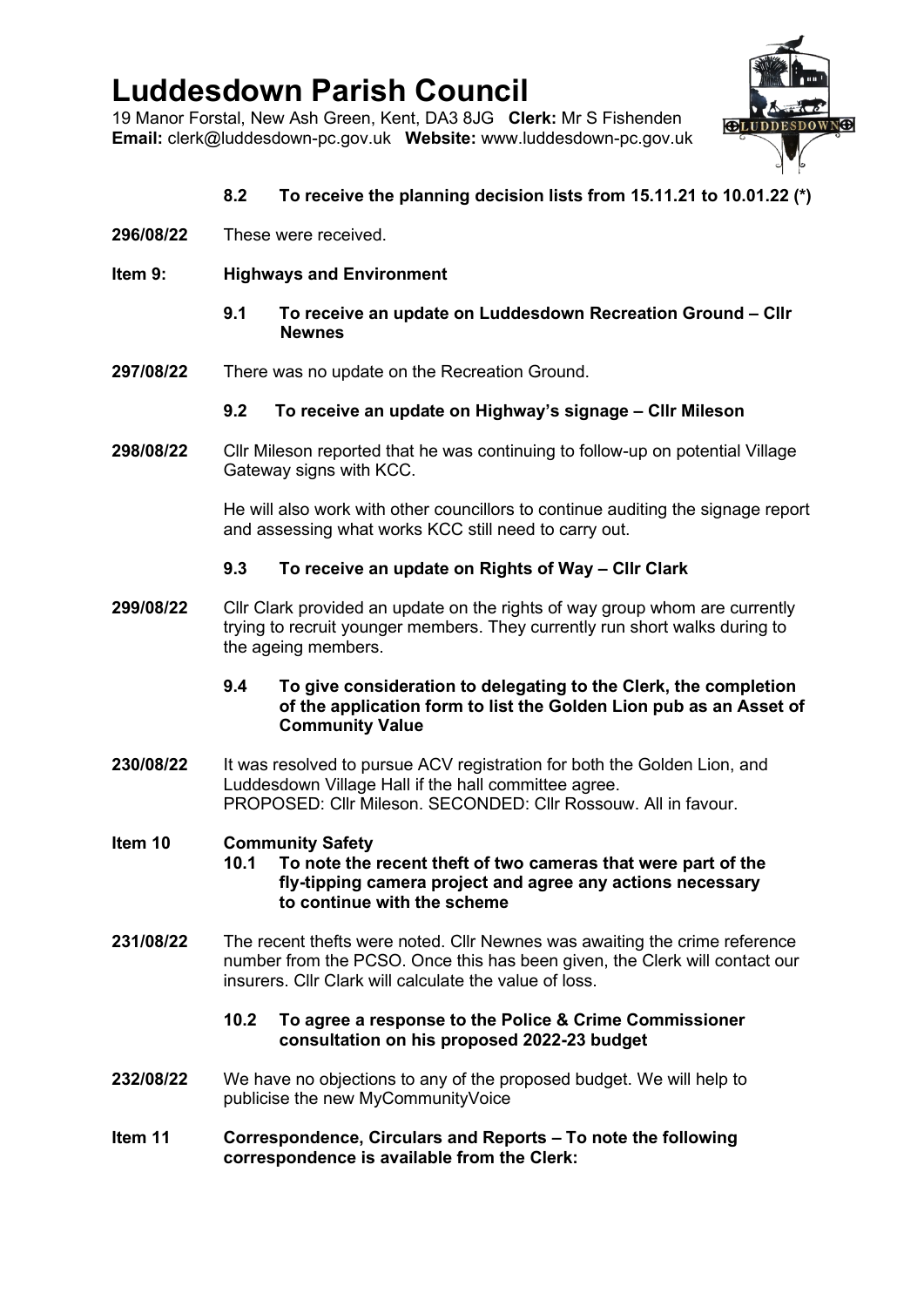# Luddesdown Parish Council

19 Manor Forstal, New Ash Green, Kent, DA3 8JG **Clerk:** Mr S Fishenden
**Email:** clerk@luddesdown-pc.gov.uk **Website:** www.luddesdown-pc.gov.uk

**8.2 To receive the planning decision lists from 15.11.21 to 10.01.22 (*)**

**296/08/22** These were received.

**Item 9: Highways and Environment**

**9.1 To receive an update on Luddesdown Recreation Ground – Cllr Newnes**

**297/08/22** There was no update on the Recreation Ground.

**9.2 To receive an update on Highway's signage – Cllr Mileson**

**298/08/22** Cllr Mileson reported that he was continuing to follow-up on potential Village Gateway signs with KCC.

He will also work with other councillors to continue auditing the signage report and assessing what works KCC still need to carry out.

**9.3 To receive an update on Rights of Way – Cllr Clark**

**299/08/22** Cllr Clark provided an update on the rights of way group whom are currently trying to recruit younger members. They currently run short walks during to the ageing members.

**9.4 To give consideration to delegating to the Clerk, the completion of the application form to list the Golden Lion pub as an Asset of Community Value**

**230/08/22** It was resolved to pursue ACV registration for both the Golden Lion, and Luddesdown Village Hall if the hall committee agree.
PROPOSED: Cllr Mileson. SECONDED: Cllr Rossouw. All in favour.

**Item 10 Community Safety**

**10.1 To note the recent theft of two cameras that were part of the fly-tipping camera project and agree any actions necessary to continue with the scheme**

**231/08/22** The recent thefts were noted. Cllr Newnes was awaiting the crime reference number from the PCSO. Once this has been given, the Clerk will contact our insurers. Cllr Clark will calculate the value of loss.

**10.2 To agree a response to the Police & Crime Commissioner consultation on his proposed 2022-23 budget**

**232/08/22** We have no objections to any of the proposed budget. We will help to publicise the new MyCommunityVoice

**Item 11 Correspondence, Circulars and Reports – To note the following correspondence is available from the Clerk:**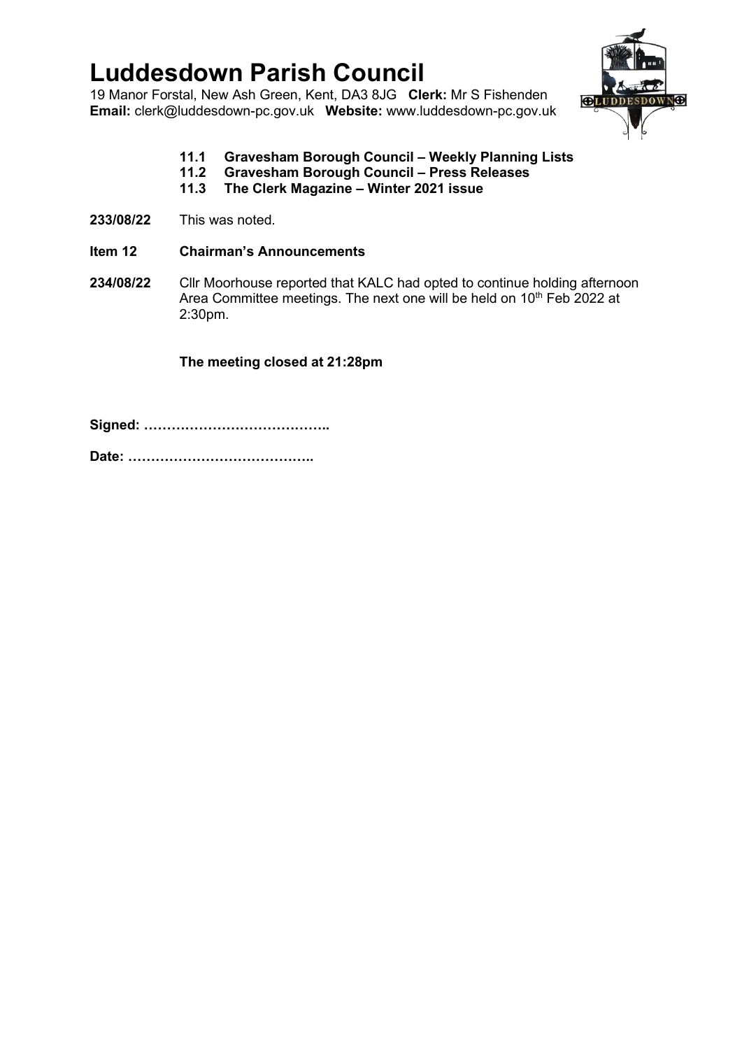**11.1 Gravesham Borough Council – Weekly Planning Lists**
**11.2 Gravesham Borough Council – Press Releases**
**11.3 The Clerk Magazine – Winter 2021 issue**

**233/08/22** This was noted.

**Item 12 Chairman's Announcements**

**234/08/22** Cllr Moorhouse reported that KALC had opted to continue holding afternoon Area Committee meetings. The next one will be held on 10th Feb 2022 at 2:30pm.

**The meeting closed at 21:28pm**

**Signed: …………………………………..**

**Date: …………………………………..**